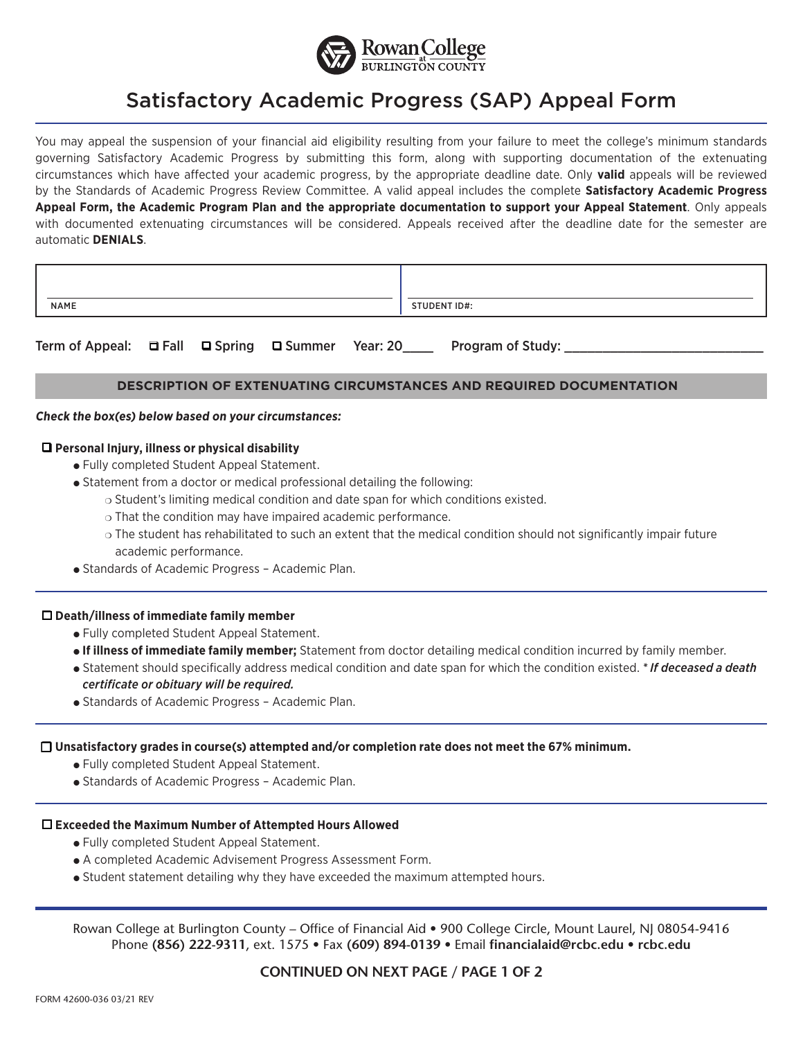Rowan College at Burlington County

# Satisfactory Academic Progress (SAP) Appeal Form

You may appeal the suspension of your financial aid eligibility resulting from your failure to meet the college's minimum standards governing Satisfactory Academic Progress by submitting this form, along with supporting documentation of the extenuating circumstances which have affected your academic progress, by the appropriate deadline date. Only **valid** appeals will be reviewed by the Standards of Academic Progress Review Committee. A valid appeal includes the complete **Satisfactory Academic Progress Appeal Form, the Academic Program Plan and the appropriate documentation to support your Appeal Statement**. Only appeals with documented extenuating circumstances will be considered. Appeals received after the deadline date for the semester are automatic **DENIALS**.

| NAME | STUDENT ID#: |
|---|---|
| | |

Term of Appeal: ☐ Fall ☐ Spring ☐ Summer Year: 20____ Program of Study: ____________________________

## DESCRIPTION OF EXTENUATING CIRCUMSTANCES AND REQUIRED DOCUMENTATION

***Check the box(es) below based on your circumstances:***

☐ **Personal Injury, illness or physical disability**

- Fully completed Student Appeal Statement.
- Statement from a doctor or medical professional detailing the following:
  - Student's limiting medical condition and date span for which conditions existed.
  - That the condition may have impaired academic performance.
  - The student has rehabilitated to such an extent that the medical condition should not significantly impair future academic performance.
- Standards of Academic Progress – Academic Plan.

☐ **Death/illness of immediate family member**

- Fully completed Student Appeal Statement.
- **If illness of immediate family member;** Statement from doctor detailing medical condition incurred by family member.
- Statement should specifically address medical condition and date span for which the condition existed. * ***If deceased a death certificate or obituary will be required.***
- Standards of Academic Progress – Academic Plan.

☐ **Unsatisfactory grades in course(s) attempted and/or completion rate does not meet the 67% minimum.**

- Fully completed Student Appeal Statement.
- Standards of Academic Progress – Academic Plan.

☐ **Exceeded the Maximum Number of Attempted Hours Allowed**

- Fully completed Student Appeal Statement.
- A completed Academic Advisement Progress Assessment Form.
- Student statement detailing why they have exceeded the maximum attempted hours.

Rowan College at Burlington County – Office of Financial Aid • 900 College Circle, Mount Laurel, NJ 08054-9416
Phone **(856) 222-9311**, ext. 1575 • Fax **(609) 894-0139** • Email **financialaid@rcbc.edu** • **rcbc.edu**

CONTINUED ON NEXT PAGE

FORM 42600-036 03/21 REV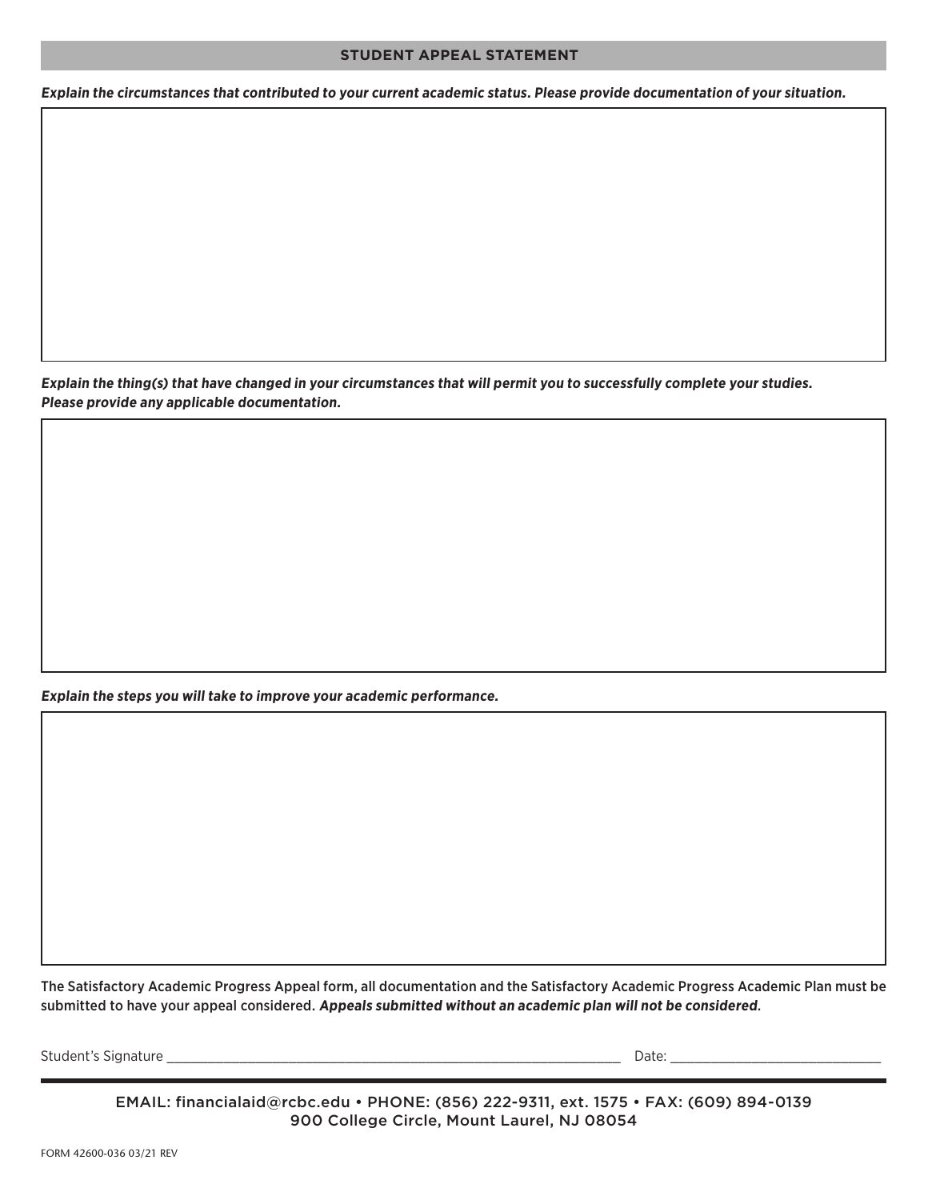## STUDENT APPEAL STATEMENT

***Explain the circumstances that contributed to your current academic status. Please provide documentation of your situation.***

***Explain the thing(s) that have changed in your circumstances that will permit you to successfully complete your studies. Please provide any applicable documentation.***

***Explain the steps you will take to improve your academic performance.***

The Satisfactory Academic Progress Appeal form, all documentation and the Satisfactory Academic Progress Academic Plan must be submitted to have your appeal considered. ***Appeals submitted without an academic plan will not be considered.***

Student's Signature ______________________________ Date: ______________

EMAIL: financialaid@rcbc.edu • PHONE: (856) 222-9311, ext. 1575 • FAX: (609) 894-0139
900 College Circle, Mount Laurel, NJ 08054

FORM 42600-036 03/21 REV